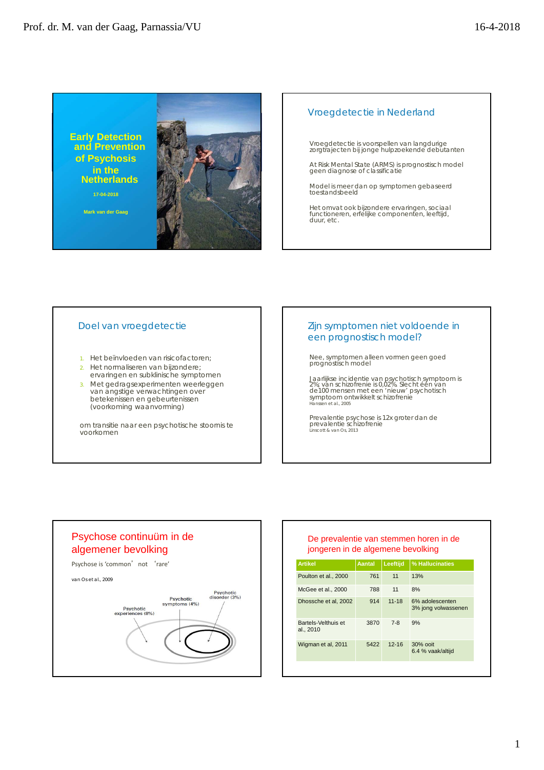# Early Detection and Prevention of Psychosis in the Netherlands

17-04-2018

Mark van der Gaag

## Vroegdetectie in Nederland

Vroegdetectie is voorspellen van langdurige zorgtrajecten bij jonge hulpzoekende debutanten

At Risk Mental State (ARMS) is prognostisch model geen diagnose of classificatie

Model is meer dan op symptomen gebaseerd toestandsbeeld

Het omvat ook bijzondere ervaringen, sociaal functioneren, erfelijke componenten, leeftijd, duur, etc.

## Doel van vroegdetectie

1. Het beïnvloeden van risicofactoren;
2. Het normaliseren van bijzondere; ervaringen en subklinische symptomen
3. Met gedragsexperimenten weerleggen van angstige verwachtingen over betekenissen en gebeurtenissen (voorkoming waanvorming)

om transitie naar een psychotische stoornis te voorkomen

## Zijn symptomen niet voldoende in een prognostisch model?

Nee, symptomen alleen vormen geen goed prognostisch model

Jaarlijkse incidentie van psychotisch symptoom is 2%; van schizofrenie is 0,02%. Slecht één van de 100 mensen met een 'nieuw' psychotisch symptoom ontwikkelt schizofrenie

Hanssen et al., 2005

Prevalentie psychose is 12x groter dan de prevalentie schizofrenie

Linscott & van Os, 2013

## Psychose continuüm in de algemener bevolking

Psychose is 'common' not 'rare'

van Os et al., 2009

Psychotic experiences (8%)

Psychotic symptoms (4%)

Psychotic disorder (3%)

## De prevalentie van stemmen horen in de jongeren in de algemene bevolking

| Artikel | Aantal | Leeftijd | % Hallucinaties |
|---|---|---|---|
| Poulton et al., 2000 | 761 | 11 | 13% |
| McGee et al., 2000 | 788 | 11 | 8% |
| Dhossche et al, 2002 | 914 | 11-18 | 6% adolescenten<br>3% jong volwassenen |
| Bartels-Velthuis et al., 2010 | 3870 | 7-8 | 9% |
| Wigman et al, 2011 | 5422 | 12-16 | 30% ooit<br>6.4 % vaak/altijd |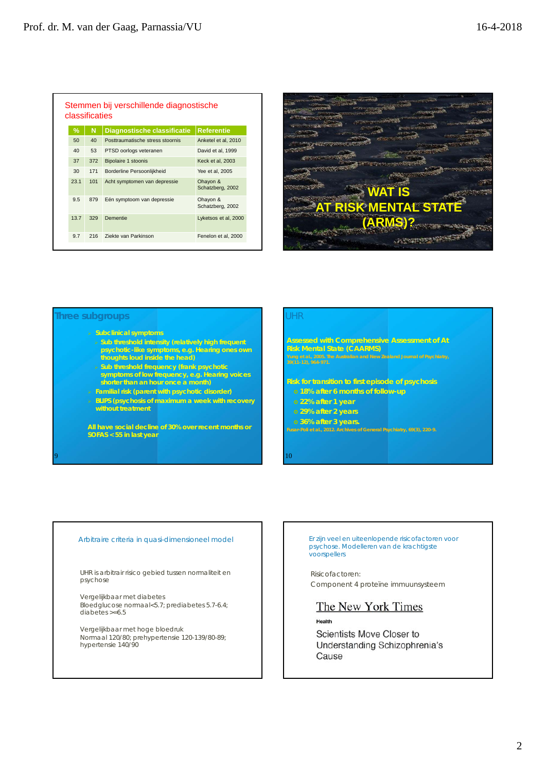## Stemmen bij verschillende diagnostische classificaties

| % | N | Diagnostische classificatie | Referentie |
|---|---|---|---|
| 50 | 40 | Posttraumatische stress stoornis | Anketel et al, 2010 |
| 40 | 53 | PTSD oorlogs veteranen | David et al, 1999 |
| 37 | 372 | Bipolaire 1 stoornis | Keck et al, 2003 |
| 30 | 171 | Borderline Persoonlijkheid | Yee et al, 2005 |
| 23.1 | 101 | Acht symptomen van depressie | Ohayon & Schatzberg, 2002 |
| 9.5 | 879 | Eén symptoom van depressie | Ohayon & Schatzberg, 2002 |
| 13.7 | 329 | Dementie | Lyketsos et al, 2000 |
| 9.7 | 216 | Ziekte van Parkinson | Fenelon et al, 2000 |

## WAT IS AT RISK MENTAL STATE (ARMS)?

## Three subgroups

- Subclinical symptoms
  - Sub threshold intensity (relatively high frequent psychotic-like symptoms, e.g. Hearing ones own thoughts loud inside the head)
  - Sub threshold frequency (frank psychotic symptoms of low frequency, e.g. Hearing voices shorter than an hour once a month)
- Familial risk (parent with psychotic disorder)
- BLIPS (psychosis of maximum a week with recovery without treatment

All have social decline of 30% over recent months or SOFAS < 55 in last year

## UHR

Assessed with Comprehensive Assessment of At Risk Mental State (CAARMS)

Yung et al., 2005. The Australian and New Zealand Journal of Psychiatry, 39(11-12), 964-971.

Risk for transition to first episode of psychosis

- 18% after 6 months of follow-up
- 22% after 1 year
- 29% after 2 years
- 36% after 3 years.

Fusar-Poli et al., 2012. Archives of General Psychiatry, 69(3), 220-9.

## Arbitraire criteria in quasi-dimensioneel model

UHR is arbitrair risico gebied tussen normaliteit en psychose

Vergelijkbaar met diabetes
Bloedglucose normaal<5.7; prediabetes 5.7-6.4; diabetes >=6.5

Vergelijkbaar met hoge bloedruk
Normaal 120/80; prehypertensie 120-139/80-89; hypertensie 140/90

## Er zijn veel en uiteenlopende risicofactoren voor psychose. Modelleren van de krachtigste voorspellers

Risicofactoren:
Component 4 proteïne immuunsysteem

The New York Times

Health

Scientists Move Closer to Understanding Schizophrenia's Cause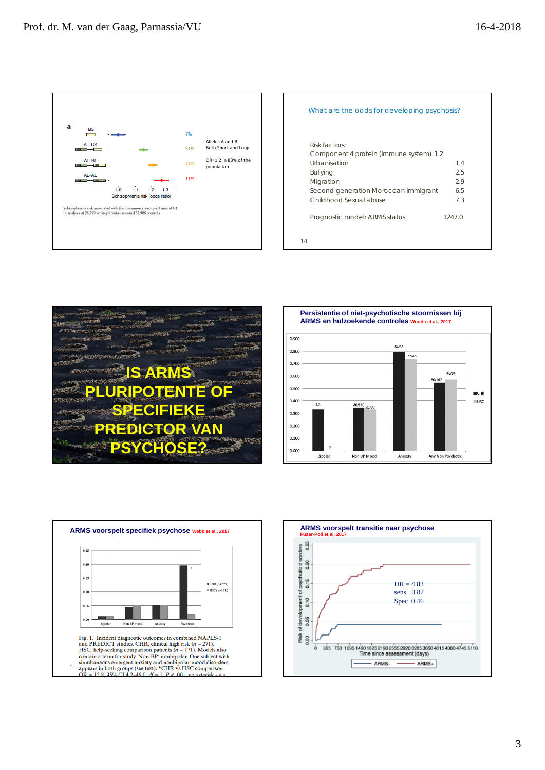a

| | | |
|---|---|---|
| BS | 7% | |
| AL-BS | 31% | Alleles A and B Both Short and Long |
| AL-BL | 41% | OR=1.2 in 83% of the population |
| AL-AL | 11% | |

1.0 1.1 1.2 1.3

Schizophrenia risk (odds ratio)

Schizophrenia risk associated with four common structural forms of C4 in analysis of 28,799 schizophrenia cases and 35,986 controls

What are the odds for developing psychosis?

| Risk factors: | |
|---|---|
| Component 4 protein (immune system) | 1.2 |
| Urbanisation | 1.4 |
| Bullying | 2.5 |
| Migration | 2.9 |
| Second generation Moroccan immigrant | 6.5 |
| Childhood Sexual abuse | 7.3 |
| Prognostic model: ARMS status | 1247.0 |

14

IS ARMS PLURIPOTENTE OF SPECIFIEKE PREDICTOR VAN PSYCHOSE?

**Persistentie of niet-psychotische stoornissen bij ARMS en hulzoekende controles** Woods et al., 2017

| | CHR | HSC |
|---|---|---|
| Bipolar | 1/3 | 0 |
| Non BP Mood | 40/116 | 20/60 |
| Anxiety | 54/68 | 33/45 |
| Any Non Psychotic | 80/147 | 48/84 |

**ARMS voorspelt specifiek psychose** Webb et al., 2017

Fig. 1. Incident diagnostic outcomes in combined NAPLS-1 and PREDICT studies. CHR, clinical high risk ($n = 271$). HSC, help-seeking comparison patients ($n = 171$). Models also contain a term for study. Non-BP: nonbipolar. One subject with simultaneous emergent anxiety and nonbipolar mood disorders appears in both groups (see text). *CHR vs HSC comparison OR = 13.8, 95% CI 4.2-45.0, $df = 1$, $P < .001$, no asterisk = n.s.

**ARMS voorspelt transitie naar psychose** Fusar-Poli et al, 2017

HR = 4.83
sens 0.87
Spec 0.46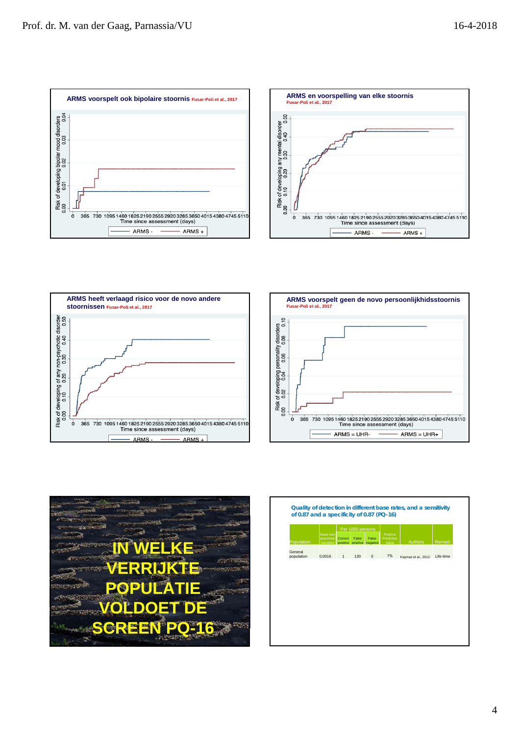## ARMS voorspelt ook bipolaire stoornis Fusar-Poli et al., 2017

Risk of developing bipolar mood disorders

0.00 0.01 0.02 0.03 0.04

0 365 730 1095 1460 1825 2190 2555 2920 3285 3650 4015 4380 4745 5110

Time since assessment (days)

ARMS - ARMS +

## ARMS en voorspelling van elke stoornis
Fusar-Poli et al., 2017

Risk of developing any mental disorder

0.00 0.10 0.20 0.30 0.40 0.50

0 365 730 1095 1460 1825 2190 2555 2920 3285 3650 4015 4380 4745 5110

Time since assessment (days)

ARMS - ARMS +

## ARMS heeft verlaagd risico voor de novo andere stoornissen Fusar-Poli et al., 2017

Risk of developing of any non-psychotic disorder

0.00 0.10 0.20 0.30 0.40 0.50

0 365 730 1095 1460 1825 2190 2555 2920 3285 3650 4015 4380 4745 5110

Time since assessment (days)

ARMS - ARMS +

## ARMS voorspelt geen de novo persoonlijkheidsstoornis
Fusar-Poli et al., 2017

Risk of developing personality disorders

0.00 0.02 0.04 0.06 0.08 0.10

0 365 730 1095 1460 1825 2190 2555 2920 3285 3650 4015 4380 4745 5110

Time since assessment (days)

ARMS = UHR- ARMS = UHR+

## IN WELKE VERRIJKTE POPULATIE VOLDOET DE SCREEN PQ-16

## Quality of detection in different base rates, and a sensitivity of 0.87 and a specificity of 0.87 (PQ-16)

| Population | Base rate psychosis transition | Per 1000 persons Correct positive | False positive | False negative | Positive Predictive Value | Authors | Remark |
|---|---|---|---|---|---|---|---|
| General population | 0,0016 | 1 | 130 | 0 | 1% | Kaymaz et al., 2012 | Life-time |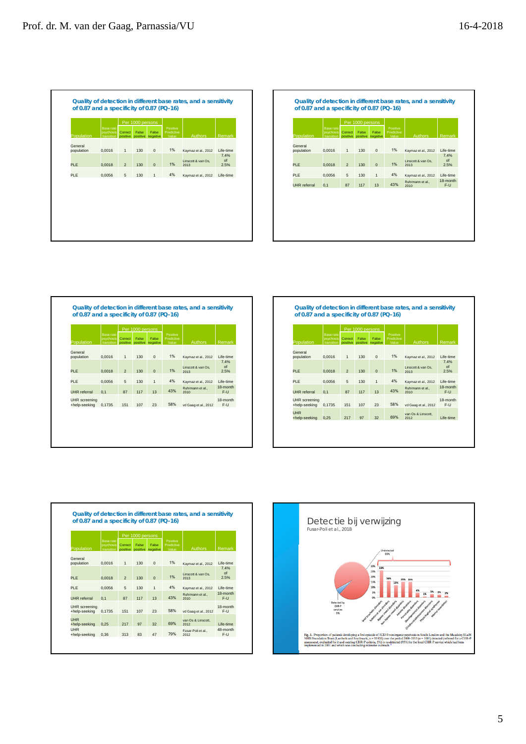## Quality of detection in different base rates, and a sensitivity of 0.87 and a specificity of 0.87 (PQ-16)

| Population | Base rate psychosis transition | Per 1000 persons Correct positive | False positive | False negative | Positive Predictive Value | Authors | Remark |
|---|---|---|---|---|---|---|---|
| General population | 0,0016 | 1 | 130 | 0 | 1% | Kaymaz et al., 2012 | Life-time |
| PLE | 0,0018 | 2 | 130 | 0 | 1% | Linscott & van Os, 2013 | 7.4% of 2.5% |
| PLE | 0,0056 | 5 | 130 | 1 | 4% | Kaymaz et al., 2012 | Life-time |

## Quality of detection in different base rates, and a sensitivity of 0.87 and a specificity of 0.87 (PQ-16)

| Population | Base rate psychosis transition | Per 1000 persons Correct positive | False positive | False negative | Positive Predictive Value | Authors | Remark |
|---|---|---|---|---|---|---|---|
| General population | 0,0016 | 1 | 130 | 0 | 1% | Kaymaz et al., 2012 | Life-time |
| PLE | 0,0018 | 2 | 130 | 0 | 1% | Linscott & van Os, 2013 | 7.4% of 2.5% |
| PLE | 0,0056 | 5 | 130 | 1 | 4% | Kaymaz et al., 2012 | Life-time |
| UHR referral | 0,1 | 87 | 117 | 13 | 43% | Ruhrmann et al., 2010 | 18-month F-U |

## Quality of detection in different base rates, and a sensitivity of 0.87 and a specificity of 0.87 (PQ-16)

| Population | Base rate psychosis transition | Per 1000 persons Correct positive | False positive | False negative | Positive Predictive Value | Authors | Remark |
|---|---|---|---|---|---|---|---|
| General population | 0,0016 | 1 | 130 | 0 | 1% | Kaymaz et al., 2012 | Life-time |
| PLE | 0,0018 | 2 | 130 | 0 | 1% | Linscott & van Os, 2013 | 7.4% of 2.5% |
| PLE | 0,0056 | 5 | 130 | 1 | 4% | Kaymaz et al., 2012 | Life-time |
| UHR referral | 0,1 | 87 | 117 | 13 | 43% | Ruhrmann et al., 2010 | 18-month F-U |
| UHR screening +help-seeking | 0,1735 | 151 | 107 | 23 | 58% | vd Gaag et al., 2012 | 18-month F-U |

## Quality of detection in different base rates, and a sensitivity of 0.87 and a specificity of 0.87 (PQ-16)

| Population | Base rate psychosis transition | Per 1000 persons Correct positive | False positive | False negative | Positive Predictive Value | Authors | Remark |
|---|---|---|---|---|---|---|---|
| General population | 0,0016 | 1 | 130 | 0 | 1% | Kaymaz et al., 2012 | Life-time |
| PLE | 0,0018 | 2 | 130 | 0 | 1% | Linscott & van Os, 2013 | 7.4% of 2.5% |
| PLE | 0,0056 | 5 | 130 | 1 | 4% | Kaymaz et al., 2012 | Life-time |
| UHR referral | 0,1 | 87 | 117 | 13 | 43% | Ruhrmann et al., 2010 | 18-month F-U |
| UHR screening +help-seeking | 0,1735 | 151 | 107 | 23 | 58% | vd Gaag et al., 2012 | 18-month F-U |
| UHR +help-seeking | 0,25 | 217 | 97 | 32 | 69% | van Os & Linscott, 2012 | Life-time |

## Quality of detection in different base rates, and a sensitivity of 0.87 and a specificity of 0.87 (PQ-16)

| Population | Base rate psychosis transition | Per 1000 persons Correct positive | False positive | False negative | Positive Predictive Value | Authors | Remark |
|---|---|---|---|---|---|---|---|
| General population | 0,0016 | 1 | 130 | 0 | 1% | Kaymaz et al., 2012 | Life-time |
| PLE | 0,0018 | 2 | 130 | 0 | 1% | Linscott & van Os, 2013 | 7.4% of 2.5% |
| PLE | 0,0056 | 5 | 130 | 1 | 4% | Kaymaz et al., 2012 | Life-time |
| UHR referral | 0,1 | 87 | 117 | 13 | 43% | Ruhrmann et al., 2010 | 18-month F-U |
| UHR screening +help-seeking | 0,1735 | 151 | 107 | 23 | 58% | vd Gaag et al., 2012 | 18-month F-U |
| UHR +help-seeking | 0,25 | 217 | 97 | 32 | 69% | van Os & Linscott, 2012 | Life-time |
| UHR +help-seeking | 0,36 | 313 | 83 | 47 | 79% | Fusar-Poli et al., 2012 | 48-month F-U |

## Detectie bij verwijzing

Fusar-Poli et al., 2018

Fig. 1. Proportion of patients developing a first episode of ICD10 nonorganic psychosis in South London and the Maudsley SLaM NHS Foundation Trust (Lambeth and Southwark, n = 33 820) over the period 2008–2015 (n = 1000) detected (referred for a CHR-P assessment, evaluated for it and meeting CHR-P criteria, 5%) or undetected (95%) by the local CHR-P service which had been implemented in 2001 and which was conducting extensive outreach.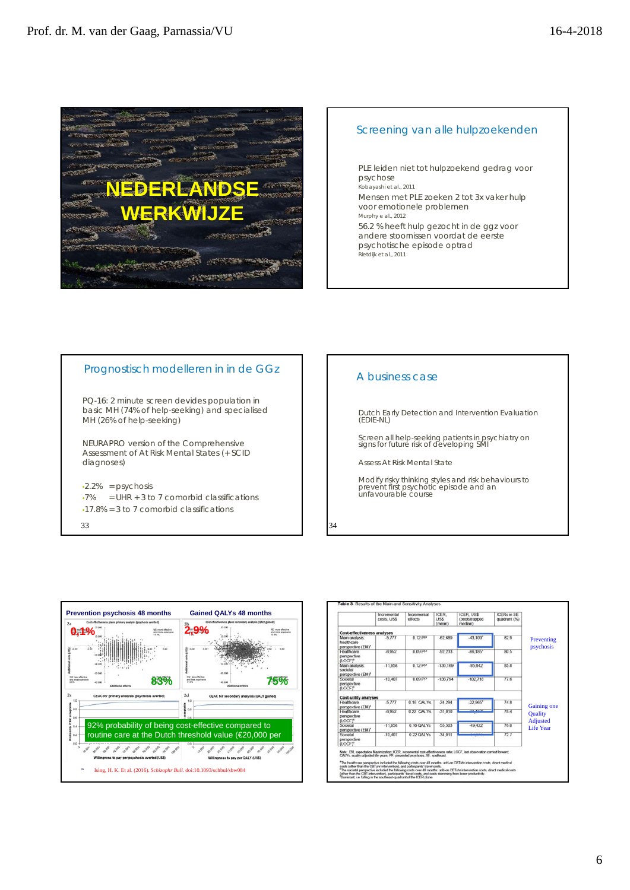## NEDERLANDSE WERKWIJZE

## Screening van alle hulpzoekenden

PLE leiden niet tot hulpzoekend gedrag voor psychose
Kobayashi et al., 2011

Mensen met PLE zoeken 2 tot 3x vaker hulp voor emotionele problemen
Murphy e al., 2012

56.2 % heeft hulp gezocht in de ggz voor andere stoornissen voordat de eerste psychotische episode optrad
Rietdijk et al., 2011

## Prognostisch modelleren in in de GGz

PQ-16: 2 minute screen devides population in basic MH (74% of help-seeking) and specialised MH (26% of help-seeking)

NEURAPRO version of the Comprehensive Assessment of At Risk Mental States (+SCID diagnoses)

- 2.2% = psychosis
- 7% = UHR + 3 to 7 comorbid classifications
- 17.8% = 3 to 7 comorbid classifications

## A business case

Dutch Early Detection and Intervention Evaluation (EDIE-NL)

Screen all help-seeking patients in psychiatry on signs for future risk of developing SMI

Assess At Risk Mental State

Modify risky thinking styles and risk behaviours to prevent first psychotic episode and an unfavourable course

**Prevention psychosis 48 months** — 0,1% — 83%

**Gained QALYs 48 months** — 2,9% — 75%

92% probability of being cost-effective compared to routine care at the Dutch threshold value (€20,000 per

Ising, H. K. Et al. (2016). *Schizophr Bull*, doi:10.1093/schbul/sbw084

**Table 3.** Results of the Main and Sensitivity Analyses

| | Incremental costs, US$ | Incremental effects | ICER, US$ (mean) | ICER, US$ (bootstrapped median) | ICERs in SE quadrant (%) |
|---|---|---|---|---|---|
| **Cost-effectiveness analyses** | | | | | |
| Main analysis: healthcare perspective (EM)[a] | -5,777 | 0.12 PP | -62,689 | -43,109[c] | 82.9 |
| Healthcare perspective (LOCF)[a] | -6,952 | 0.09 PP | -92,233 | -66,165[c] | 80.5 |
| Main analysis: societal perspective (EM)[b] | -11,958 | 0.12 PP | -130,169 | -95,842 | 85.8 |
| Societal perspective (LOCF)[b] | -10,407 | 0.09 PP | -130,794 | -102,718 | 77.0 |
| **Cost-utility analyses** | | | | | |
| Healthcare perspective (EM)[a] | -5,777 | 0.16 QALYs | -24,294 | -22,965[c] | 74.8 |
| Healthcare perspective (LOCF)[a] | -6,952 | 0.22 QALYs | -31,010 | | 78.4 |
| Societal perspective (EM)[b] | -11,958 | 0.16 QALYs | -55,303 | -49,422 | 76.0 |
| Societal perspective (LOCF)[b] | -10,407 | 0.22 QALYs | -34,011 | | 72.7 |

Preventing psychosis

Gaining one Quality Adjusted Life Year

Note: EM, expectation Maximization; ICER, incremental cost-effectiveness ratio; LOCF, last observation carried forward; QALYs, quality-adjusted life years; PP, prevented psychoses; SE, southeast.
[a]The healthcare perspective included the following costs over 48 months: add-on CBTuhr intervention costs, direct medical costs (other than the CBTuhr intervention), and participants' travel costs.
[b]The societal perspective included the following costs over 48 months: add-on CBTuhr intervention costs, direct medical costs (other than the CBT intervention), participants' travel costs, and costs stemming from lower productivity.
[c]Dominant, i.e. falling in the southeast quadrant of the ICER plane.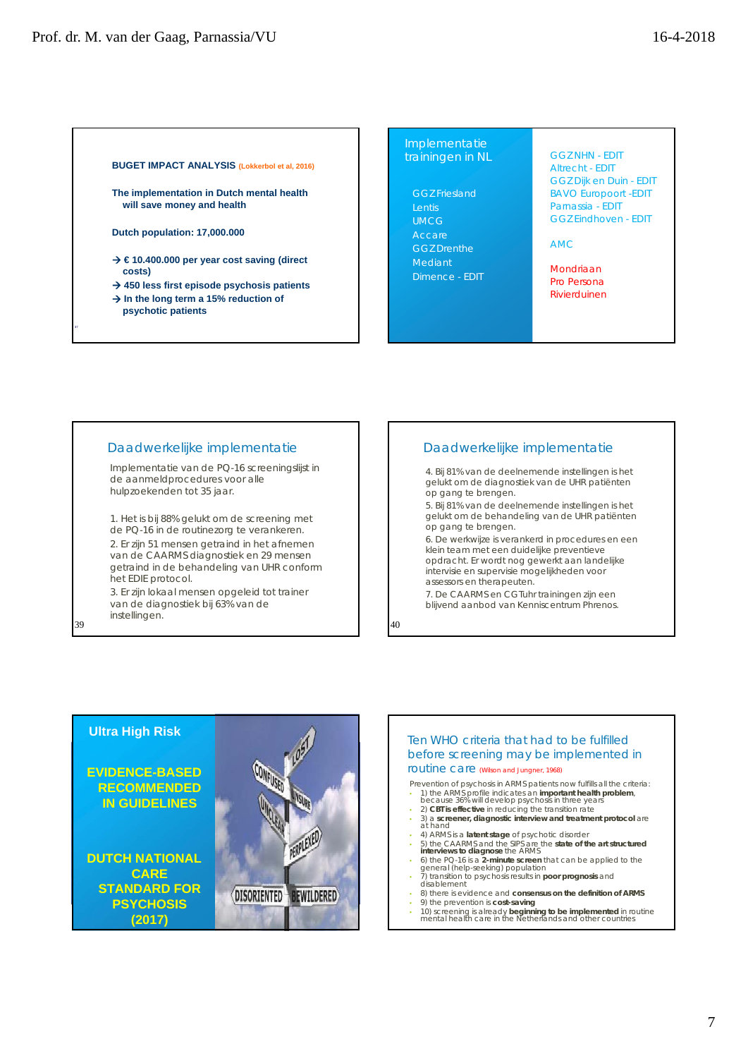## BUGET IMPACT ANALYSIS (Lokkerbol et al, 2016)

**The implementation in Dutch mental health will save money and health**

**Dutch population: 17,000.000**

- → **€ 10.400.000 per year cost saving (direct costs)**
- → **450 less first episode psychosis patients**
- → **In the long term a 15% reduction of psychotic patients**

## Implementatie trainingen in NL

GGZ Friesland
Lentis
UMCG
Accare
GGZ Drenthe
Mediant
Dimence - EDIT

GGZNHN - EDIT
Altrecht - EDIT
GGZ Dijk en Duin - EDIT
BAVO Europoort -EDIT
Parnassia - EDIT
GGZ Eindhoven - EDIT

AMC

Mondriaan
Pro Persona
Rivierduinen

## Daadwerkelijke implementatie

Implementatie van de PQ-16 screeningslijst in de aanmeldprocedures voor alle hulpzoekenden tot 35 jaar.

1. Het is bij 88% gelukt om de screening met de PQ-16 in de routinezorg te verankeren.
2. Er zijn 51 mensen getraind in het afnemen van de CAARMS diagnostiek en 29 mensen getraind in de behandeling van UHR conform het EDIE protocol.
3. Er zijn lokaal mensen opgeleid tot trainer van de diagnostiek bij 63% van de instellingen.

## Daadwerkelijke implementatie

4. Bij 81% van de deelnemende instellingen is het gelukt om de diagnostiek van de UHR patiënten op gang te brengen.
5. Bij 81% van de deelnemende instellingen is het gelukt om de behandeling van de UHR patiënten op gang te brengen.
6. De werkwijze is verankerd in procedures en een klein team met een duidelijke preventieve opdracht. Er wordt nog gewerkt aan landelijke intervisie en supervisie mogelijkheden voor assessors en therapeuten.
7. De CAARMS en CGT uhr trainingen zijn een blijvend aanbod van Kenniscentrum Phrenos.

## Ultra High Risk

**EVIDENCE-BASED RECOMMENDED IN GUIDELINES**

**DUTCH NATIONAL CARE STANDARD FOR PSYCHOSIS (2017)**

## Ten WHO criteria that had to be fulfilled before screening may be implemented in routine care (Wilson and Jungner, 1968)

Prevention of psychosis in ARMS patients now fulfills all the criteria:

- 1) the ARMS profile indicates an **important health problem**, because 36% will develop psychosis in three years
- 2) **CBT is effective** in reducing the transition rate
- 3) a **screener, diagnostic interview and treatment protocol** are at hand
- 4) ARMS is a **latent stage** of psychotic disorder
- 5) the CAARMS and the SIPS are the **state of the art structured interviews to diagnose** the ARMS
- 6) the PQ-16 is a **2-minute screen** that can be applied to the general (help-seeking) population
- 7) transition to psychosis results in **poor prognosis** and disablement
- 8) there is evidence and **consensus on the definition of ARMS**
- 9) the prevention is **cost-saving**
- 10) screening is already **beginning to be implemented** in routine mental health care in the Netherlands and other countries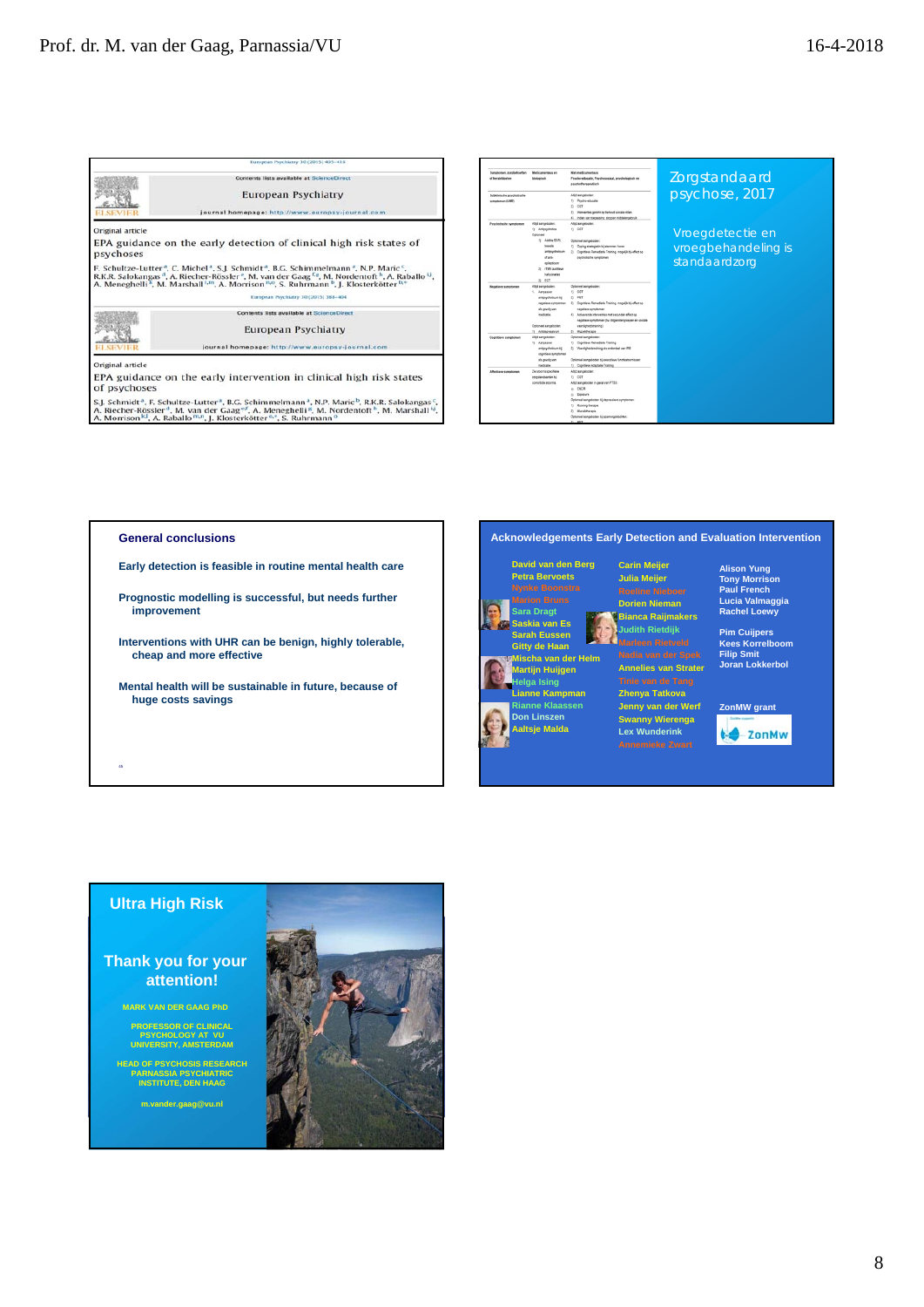Original article

EPA guidance on the early detection of clinical high risk states of psychoses

F. Schultze-Lutter[a], C. Michel[a], S.J. Schmidt[a], B.G. Schimmelmann[a], N.P. Maric[c], R.K.R. Salokangas[d], A. Riecher-Rössler[e], M. van der Gaag[f,g], M. Nordentoft[h], A. Raballo[i], A. Meneghelli[k], M. Marshall[l,m], A. Morrison[n,o], S. Ruhrmann[b], J. Klosterkötter[b]

Original article

EPA guidance on the early intervention in clinical high risk states of psychoses

S.J. Schmidt[a], F. Schultze-Lutter[a], B.G. Schimmelmann[a], N.P. Maric[b], R.K.R. Salokangas[c], A. Riecher-Rössler[d], M. van der Gaag[e,f], A. Meneghelli[g], M. Nordentoft[h], M. Marshall[i,j], A. Morrison[k,l], A. Raballo[m,n], J. Klosterkötter[o], S. Ruhrmann[o]

## Zorgstandaard psychose, 2017

Vroegdetectie en vroegbehandeling is standaardzorg

## General conclusions

Early detection is feasible in routine mental health care

Prognostic modelling is successful, but needs further improvement

Interventions with UHR can be benign, highly tolerable, cheap and more effective

Mental health will be sustainable in future, because of huge costs savings

## Acknowledgements Early Detection and Evaluation Intervention

David van den Berg
Petra Bervoets
Nynke Boonstra
Marion Bruns
Sara Dragt
Saskia van Es
Sarah Eussen
Gitty de Haan
Mischa van der Helm
Martijn Huijgen
Helga Ising
Lianne Kampman
Rianne Klaassen
Don Linszen
Aaltsje Malda

Carin Meijer
Julia Meijer
Roeline Nieboer
Dorien Nieman
Bianca Raijmakers
Judith Rietdijk
Marleen Rietveld
Nadia van der Spek
Annelies van Strater
Tinie van de Tang
Zhenya Tatkova
Jenny van der Werf
Swanny Wierenga
Lex Wunderink
Annemieke Zwart

Alison Yung
Tony Morrison
Paul French
Lucia Valmaggia
Rachel Loewy

Pim Cuijpers
Kees Korrelboom
Filip Smit
Joran Lokkerbol

ZonMW grant

## Ultra High Risk

Thank you for your attention!

MARK VAN DER GAAG PhD

PROFESSOR OF CLINICAL PSYCHOLOGY AT VU UNIVERSITY, AMSTERDAM

HEAD OF PSYCHOSIS RESEARCH PARNASSIA PSYCHIATRIC INSTITUTE, DEN HAAG

m.vander.gaag@vu.nl